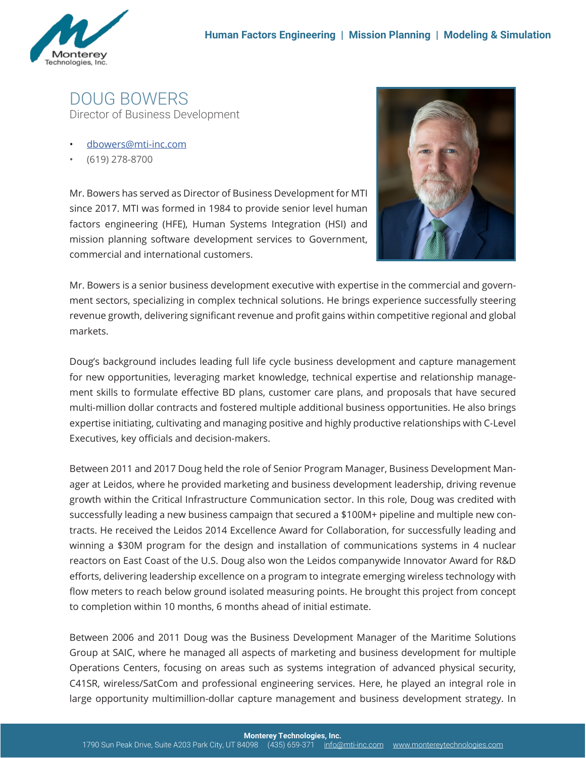# DOUG BOWERS

Director of Business Development

- dbowers@mti-inc.com
- (619) 278-8700

Mr. Bowers has served as Director of Business Development for MTI since 2017. MTI was formed in 1984 to provide senior level human factors engineering (HFE), Human Systems Integration (HSI) and mission planning software development services to Government, commercial and international customers.

Mr. Bowers is a senior business development executive with expertise in the commercial and government sectors, specializing in complex technical solutions. He brings experience successfully steering revenue growth, delivering significant revenue and profit gains within competitive regional and global markets.

Doug's background includes leading full life cycle business development and capture management for new opportunities, leveraging market knowledge, technical expertise and relationship management skills to formulate effective BD plans, customer care plans, and proposals that have secured multi-million dollar contracts and fostered multiple additional business opportunities. He also brings expertise initiating, cultivating and managing positive and highly productive relationships with C-Level Executives, key officials and decision-makers.

Between 2011 and 2017 Doug held the role of Senior Program Manager, Business Development Manager at Leidos, where he provided marketing and business development leadership, driving revenue growth within the Critical Infrastructure Communication sector. In this role, Doug was credited with successfully leading a new business campaign that secured a $100M+ pipeline and multiple new contracts. He received the Leidos 2014 Excellence Award for Collaboration, for successfully leading and winning a $30M program for the design and installation of communications systems in 4 nuclear reactors on East Coast of the U.S. Doug also won the Leidos companywide Innovator Award for R&D efforts, delivering leadership excellence on a program to integrate emerging wireless technology with flow meters to reach below ground isolated measuring points. He brought this project from concept to completion within 10 months, 6 months ahead of initial estimate.

Between 2006 and 2011 Doug was the Business Development Manager of the Maritime Solutions Group at SAIC, where he managed all aspects of marketing and business development for multiple Operations Centers, focusing on areas such as systems integration of advanced physical security, C41SR, wireless/SatCom and professional engineering services. Here, he played an integral role in large opportunity multimillion-dollar capture management and business development strategy. In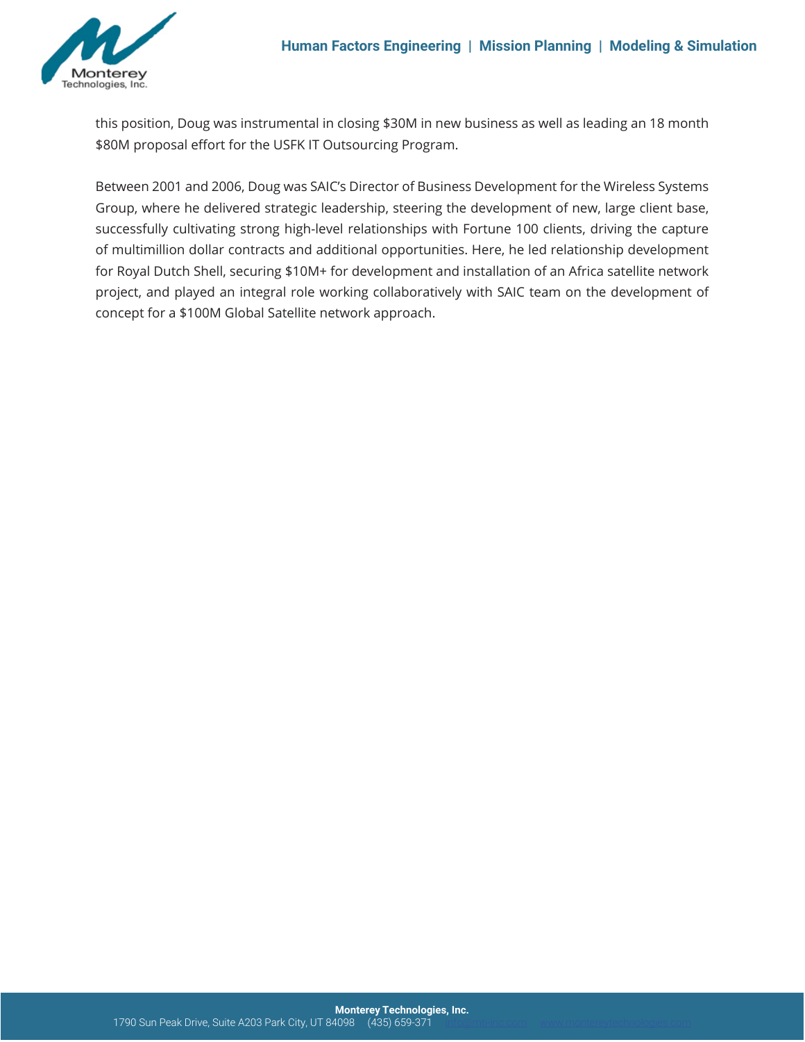this position, Doug was instrumental in closing $30M in new business as well as leading an 18 month $80M proposal effort for the USFK IT Outsourcing Program.

Between 2001 and 2006, Doug was SAIC's Director of Business Development for the Wireless Systems Group, where he delivered strategic leadership, steering the development of new, large client base, successfully cultivating strong high-level relationships with Fortune 100 clients, driving the capture of multimillion dollar contracts and additional opportunities. Here, he led relationship development for Royal Dutch Shell, securing $10M+ for development and installation of an Africa satellite network project, and played an integral role working collaboratively with SAIC team on the development of concept for a $100M Global Satellite network approach.